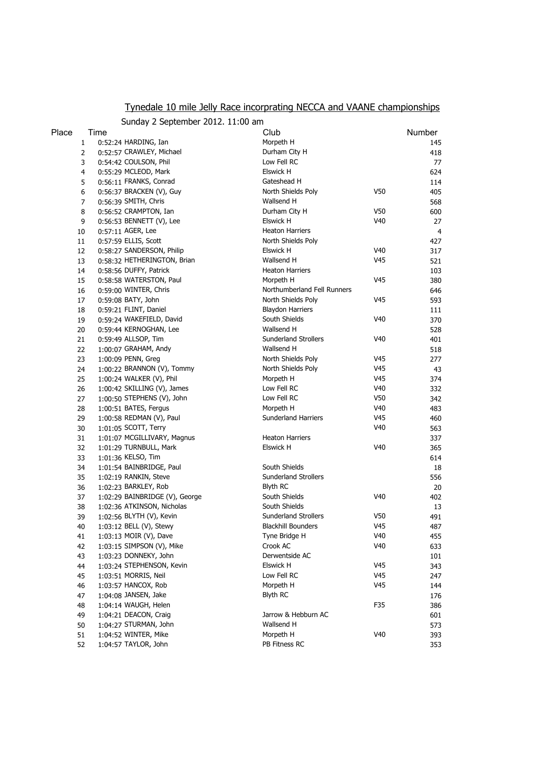# Tynedale 10 mile Jelly Race incorprating NECCA and VAANE championships

Sunday 2 September 2012. 11:00 am

| Place | Time | Name | Club | Category | Number |
|---|---|---|---|---|---|
| 1 | 0:52:24 | HARDING, Ian | Morpeth H | | 145 |
| 2 | 0:52:57 | CRAWLEY, Michael | Durham City H | | 418 |
| 3 | 0:54:42 | COULSON, Phil | Low Fell RC | | 77 |
| 4 | 0:55:29 | MCLEOD, Mark | Elswick H | | 624 |
| 5 | 0:56:11 | FRANKS, Conrad | Gateshead H | | 114 |
| 6 | 0:56:37 | BRACKEN (V), Guy | North Shields Poly | V50 | 405 |
| 7 | 0:56:39 | SMITH, Chris | Wallsend H | | 568 |
| 8 | 0:56:52 | CRAMPTON, Ian | Durham City H | V50 | 600 |
| 9 | 0:56:53 | BENNETT (V), Lee | Elswick H | V40 | 27 |
| 10 | 0:57:11 | AGER, Lee | Heaton Harriers | | 4 |
| 11 | 0:57:59 | ELLIS, Scott | North Shields Poly | | 427 |
| 12 | 0:58:27 | SANDERSON, Philip | Elswick H | V40 | 317 |
| 13 | 0:58:32 | HETHERINGTON, Brian | Wallsend H | V45 | 521 |
| 14 | 0:58:56 | DUFFY, Patrick | Heaton Harriers | | 103 |
| 15 | 0:58:58 | WATERSTON, Paul | Morpeth H | V45 | 380 |
| 16 | 0:59:00 | WINTER, Chris | Northumberland Fell Runners | | 646 |
| 17 | 0:59:08 | BATY, John | North Shields Poly | V45 | 593 |
| 18 | 0:59:21 | FLINT, Daniel | Blaydon Harriers | | 111 |
| 19 | 0:59:24 | WAKEFIELD, David | South Shields | V40 | 370 |
| 20 | 0:59:44 | KERNOGHAN, Lee | Wallsend H | | 528 |
| 21 | 0:59:49 | ALLSOP, Tim | Sunderland Strollers | V40 | 401 |
| 22 | 1:00:07 | GRAHAM, Andy | Wallsend H | | 518 |
| 23 | 1:00:09 | PENN, Greg | North Shields Poly | V45 | 277 |
| 24 | 1:00:22 | BRANNON (V), Tommy | North Shields Poly | V45 | 43 |
| 25 | 1:00:24 | WALKER (V), Phil | Morpeth H | V45 | 374 |
| 26 | 1:00:42 | SKILLING (V), James | Low Fell RC | V40 | 332 |
| 27 | 1:00:50 | STEPHENS (V), John | Low Fell RC | V50 | 342 |
| 28 | 1:00:51 | BATES, Fergus | Morpeth H | V40 | 483 |
| 29 | 1:00:58 | REDMAN (V), Paul | Sunderland Harriers | V45 | 460 |
| 30 | 1:01:05 | SCOTT, Terry | | V40 | 563 |
| 31 | 1:01:07 | MCGILLIVARY, Magnus | Heaton Harriers | | 337 |
| 32 | 1:01:29 | TURNBULL, Mark | Elswick H | V40 | 365 |
| 33 | 1:01:36 | KELSO, Tim | | | 614 |
| 34 | 1:01:54 | BAINBRIDGE, Paul | South Shields | | 18 |
| 35 | 1:02:19 | RANKIN, Steve | Sunderland Strollers | | 556 |
| 36 | 1:02:23 | BARKLEY, Rob | Blyth RC | | 20 |
| 37 | 1:02:29 | BAINBRIDGE (V), George | South Shields | V40 | 402 |
| 38 | 1:02:36 | ATKINSON, Nicholas | South Shields | | 13 |
| 39 | 1:02:56 | BLYTH (V), Kevin | Sunderland Strollers | V50 | 491 |
| 40 | 1:03:12 | BELL (V), Stewy | Blackhill Bounders | V45 | 487 |
| 41 | 1:03:13 | MOIR (V), Dave | Tyne Bridge H | V40 | 455 |
| 42 | 1:03:15 | SIMPSON (V), Mike | Crook AC | V40 | 633 |
| 43 | 1:03:23 | DONNEKY, John | Derwentside AC | | 101 |
| 44 | 1:03:24 | STEPHENSON, Kevin | Elswick H | V45 | 343 |
| 45 | 1:03:51 | MORRIS, Neil | Low Fell RC | V45 | 247 |
| 46 | 1:03:57 | HANCOX, Rob | Morpeth H | V45 | 144 |
| 47 | 1:04:08 | JANSEN, Jake | Blyth RC | | 176 |
| 48 | 1:04:14 | WAUGH, Helen | | F35 | 386 |
| 49 | 1:04:21 | DEACON, Craig | Jarrow & Hebburn AC | | 601 |
| 50 | 1:04:27 | STURMAN, John | Wallsend H | | 573 |
| 51 | 1:04:52 | WINTER, Mike | Morpeth H | V40 | 393 |
| 52 | 1:04:57 | TAYLOR, John | PB Fitness RC | | 353 |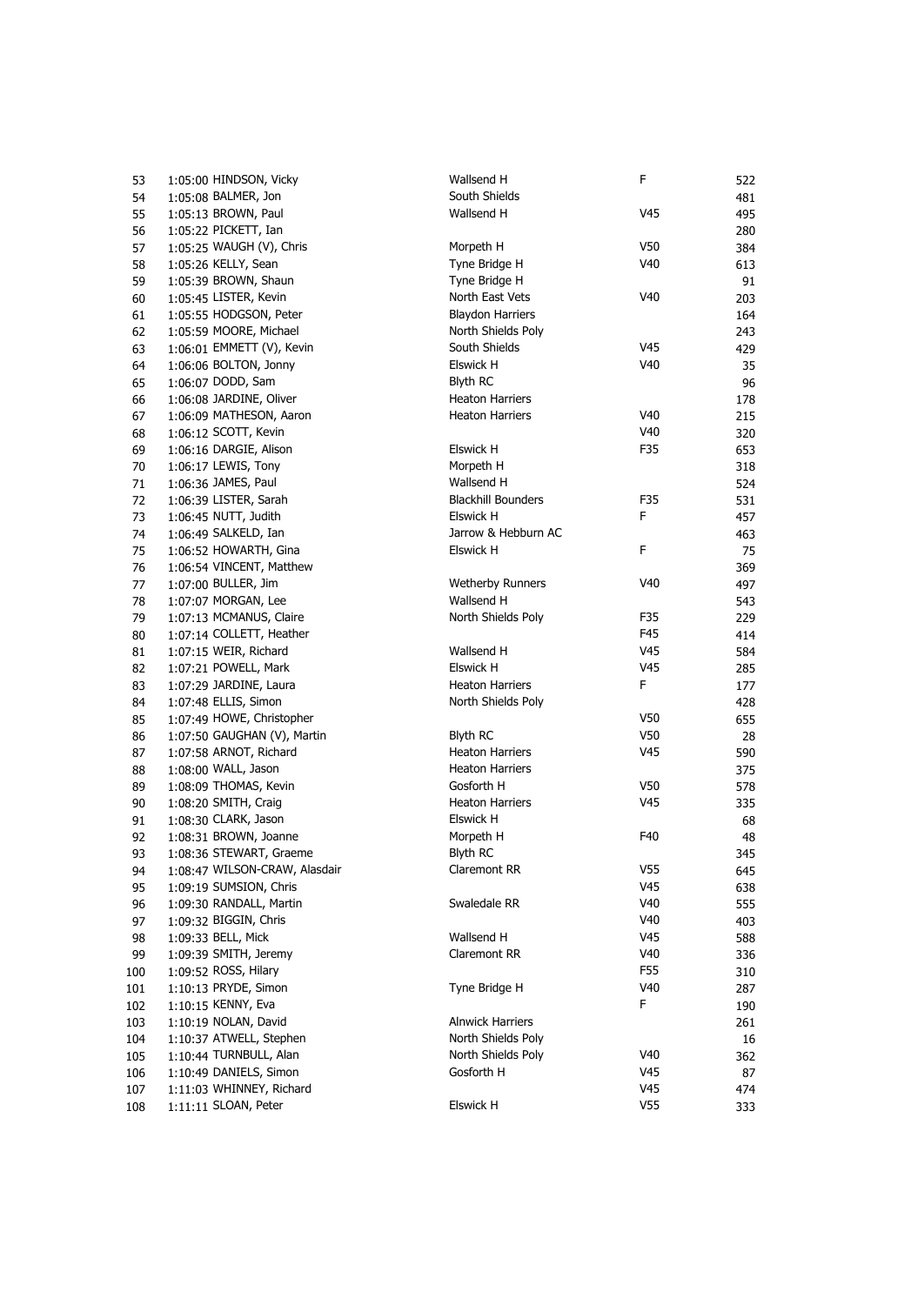| | | | | | |
|---|---|---|---|---|---|
| 53 | 1:05:00 | HINDSON, Vicky | Wallsend H | F | 522 |
| 54 | 1:05:08 | BALMER, Jon | South Shields | | 481 |
| 55 | 1:05:13 | BROWN, Paul | Wallsend H | V45 | 495 |
| 56 | 1:05:22 | PICKETT, Ian | | | 280 |
| 57 | 1:05:25 | WAUGH (V), Chris | Morpeth H | V50 | 384 |
| 58 | 1:05:26 | KELLY, Sean | Tyne Bridge H | V40 | 613 |
| 59 | 1:05:39 | BROWN, Shaun | Tyne Bridge H | | 91 |
| 60 | 1:05:45 | LISTER, Kevin | North East Vets | V40 | 203 |
| 61 | 1:05:55 | HODGSON, Peter | Blaydon Harriers | | 164 |
| 62 | 1:05:59 | MOORE, Michael | North Shields Poly | | 243 |
| 63 | 1:06:01 | EMMETT (V), Kevin | South Shields | V45 | 429 |
| 64 | 1:06:06 | BOLTON, Jonny | Elswick H | V40 | 35 |
| 65 | 1:06:07 | DODD, Sam | Blyth RC | | 96 |
| 66 | 1:06:08 | JARDINE, Oliver | Heaton Harriers | | 178 |
| 67 | 1:06:09 | MATHESON, Aaron | Heaton Harriers | V40 | 215 |
| 68 | 1:06:12 | SCOTT, Kevin | | V40 | 320 |
| 69 | 1:06:16 | DARGIE, Alison | Elswick H | F35 | 653 |
| 70 | 1:06:17 | LEWIS, Tony | Morpeth H | | 318 |
| 71 | 1:06:36 | JAMES, Paul | Wallsend H | | 524 |
| 72 | 1:06:39 | LISTER, Sarah | Blackhill Bounders | F35 | 531 |
| 73 | 1:06:45 | NUTT, Judith | Elswick H | F | 457 |
| 74 | 1:06:49 | SALKELD, Ian | Jarrow & Hebburn AC | | 463 |
| 75 | 1:06:52 | HOWARTH, Gina | Elswick H | F | 75 |
| 76 | 1:06:54 | VINCENT, Matthew | | | 369 |
| 77 | 1:07:00 | BULLER, Jim | Wetherby Runners | V40 | 497 |
| 78 | 1:07:07 | MORGAN, Lee | Wallsend H | | 543 |
| 79 | 1:07:13 | MCMANUS, Claire | North Shields Poly | F35 | 229 |
| 80 | 1:07:14 | COLLETT, Heather | | F45 | 414 |
| 81 | 1:07:15 | WEIR, Richard | Wallsend H | V45 | 584 |
| 82 | 1:07:21 | POWELL, Mark | Elswick H | V45 | 285 |
| 83 | 1:07:29 | JARDINE, Laura | Heaton Harriers | F | 177 |
| 84 | 1:07:48 | ELLIS, Simon | North Shields Poly | | 428 |
| 85 | 1:07:49 | HOWE, Christopher | | V50 | 655 |
| 86 | 1:07:50 | GAUGHAN (V), Martin | Blyth RC | V50 | 28 |
| 87 | 1:07:58 | ARNOT, Richard | Heaton Harriers | V45 | 590 |
| 88 | 1:08:00 | WALL, Jason | Heaton Harriers | | 375 |
| 89 | 1:08:09 | THOMAS, Kevin | Gosforth H | V50 | 578 |
| 90 | 1:08:20 | SMITH, Craig | Heaton Harriers | V45 | 335 |
| 91 | 1:08:30 | CLARK, Jason | Elswick H | | 68 |
| 92 | 1:08:31 | BROWN, Joanne | Morpeth H | F40 | 48 |
| 93 | 1:08:36 | STEWART, Graeme | Blyth RC | | 345 |
| 94 | 1:08:47 | WILSON-CRAW, Alasdair | Claremont RR | V55 | 645 |
| 95 | 1:09:19 | SUMSION, Chris | | V45 | 638 |
| 96 | 1:09:30 | RANDALL, Martin | Swaledale RR | V40 | 555 |
| 97 | 1:09:32 | BIGGIN, Chris | | V40 | 403 |
| 98 | 1:09:33 | BELL, Mick | Wallsend H | V45 | 588 |
| 99 | 1:09:39 | SMITH, Jeremy | Claremont RR | V40 | 336 |
| 100 | 1:09:52 | ROSS, Hilary | | F55 | 310 |
| 101 | 1:10:13 | PRYDE, Simon | Tyne Bridge H | V40 | 287 |
| 102 | 1:10:15 | KENNY, Eva | | F | 190 |
| 103 | 1:10:19 | NOLAN, David | Alnwick Harriers | | 261 |
| 104 | 1:10:37 | ATWELL, Stephen | North Shields Poly | | 16 |
| 105 | 1:10:44 | TURNBULL, Alan | North Shields Poly | V40 | 362 |
| 106 | 1:10:49 | DANIELS, Simon | Gosforth H | V45 | 87 |
| 107 | 1:11:03 | WHINNEY, Richard | | V45 | 474 |
| 108 | 1:11:11 | SLOAN, Peter | Elswick H | V55 | 333 |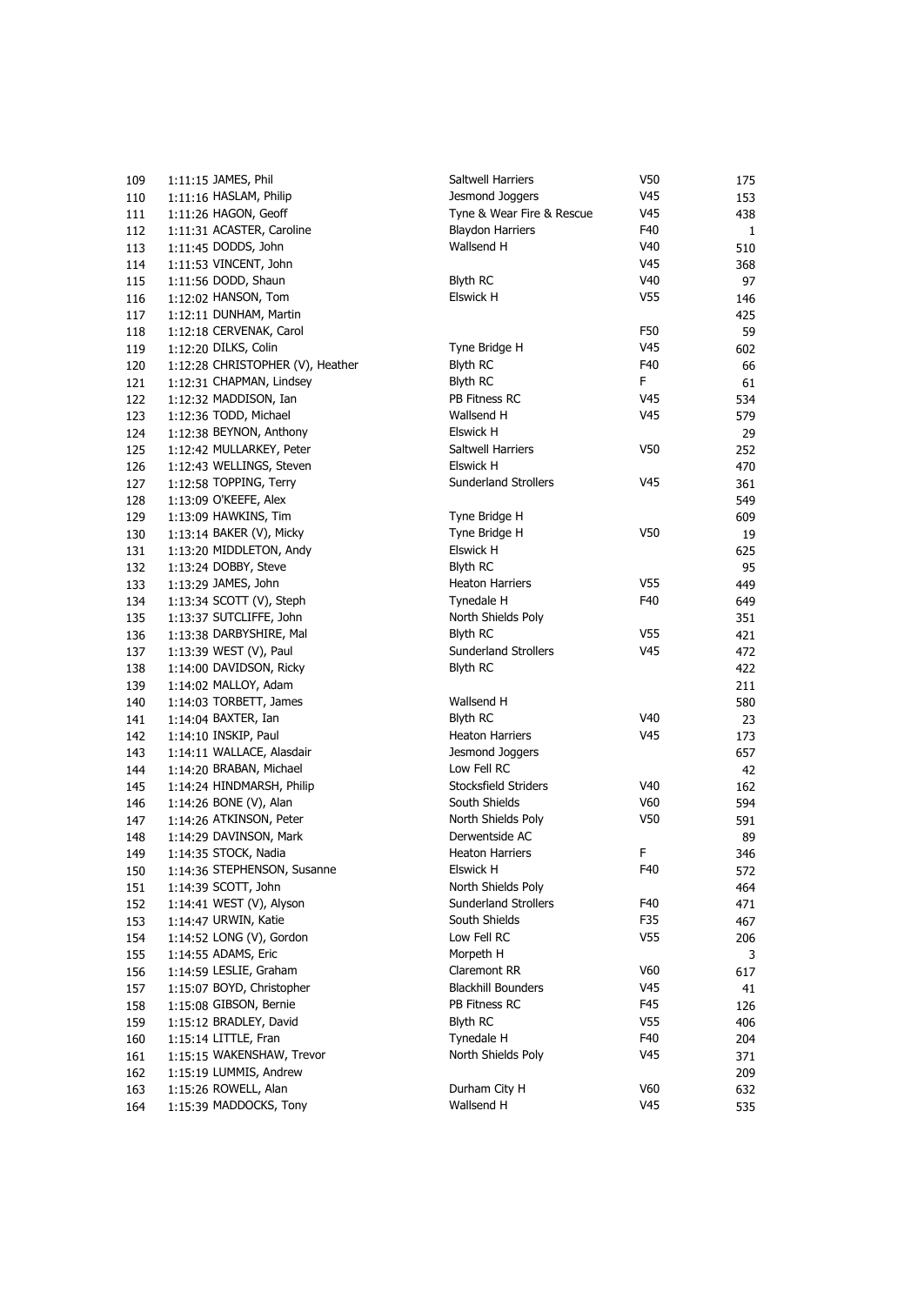| | | | | | |
|---|---|---|---|---|---|
| 109 | 1:11:15 | JAMES, Phil | Saltwell Harriers | V50 | 175 |
| 110 | 1:11:16 | HASLAM, Philip | Jesmond Joggers | V45 | 153 |
| 111 | 1:11:26 | HAGON, Geoff | Tyne & Wear Fire & Rescue | V45 | 438 |
| 112 | 1:11:31 | ACASTER, Caroline | Blaydon Harriers | F40 | 1 |
| 113 | 1:11:45 | DODDS, John | Wallsend H | V40 | 510 |
| 114 | 1:11:53 | VINCENT, John | | V45 | 368 |
| 115 | 1:11:56 | DODD, Shaun | Blyth RC | V40 | 97 |
| 116 | 1:12:02 | HANSON, Tom | Elswick H | V55 | 146 |
| 117 | 1:12:11 | DUNHAM, Martin | | | 425 |
| 118 | 1:12:18 | CERVENAK, Carol | | F50 | 59 |
| 119 | 1:12:20 | DILKS, Colin | Tyne Bridge H | V45 | 602 |
| 120 | 1:12:28 | CHRISTOPHER (V), Heather | Blyth RC | F40 | 66 |
| 121 | 1:12:31 | CHAPMAN, Lindsey | Blyth RC | F | 61 |
| 122 | 1:12:32 | MADDISON, Ian | PB Fitness RC | V45 | 534 |
| 123 | 1:12:36 | TODD, Michael | Wallsend H | V45 | 579 |
| 124 | 1:12:38 | BEYNON, Anthony | Elswick H | | 29 |
| 125 | 1:12:42 | MULLARKEY, Peter | Saltwell Harriers | V50 | 252 |
| 126 | 1:12:43 | WELLINGS, Steven | Elswick H | | 470 |
| 127 | 1:12:58 | TOPPING, Terry | Sunderland Strollers | V45 | 361 |
| 128 | 1:13:09 | O'KEEFE, Alex | | | 549 |
| 129 | 1:13:09 | HAWKINS, Tim | Tyne Bridge H | | 609 |
| 130 | 1:13:14 | BAKER (V), Micky | Tyne Bridge H | V50 | 19 |
| 131 | 1:13:20 | MIDDLETON, Andy | Elswick H | | 625 |
| 132 | 1:13:24 | DOBBY, Steve | Blyth RC | | 95 |
| 133 | 1:13:29 | JAMES, John | Heaton Harriers | V55 | 449 |
| 134 | 1:13:34 | SCOTT (V), Steph | Tynedale H | F40 | 649 |
| 135 | 1:13:37 | SUTCLIFFE, John | North Shields Poly | | 351 |
| 136 | 1:13:38 | DARBYSHIRE, Mal | Blyth RC | V55 | 421 |
| 137 | 1:13:39 | WEST (V), Paul | Sunderland Strollers | V45 | 472 |
| 138 | 1:14:00 | DAVIDSON, Ricky | Blyth RC | | 422 |
| 139 | 1:14:02 | MALLOY, Adam | | | 211 |
| 140 | 1:14:03 | TORBETT, James | Wallsend H | | 580 |
| 141 | 1:14:04 | BAXTER, Ian | Blyth RC | V40 | 23 |
| 142 | 1:14:10 | INSKIP, Paul | Heaton Harriers | V45 | 173 |
| 143 | 1:14:11 | WALLACE, Alasdair | Jesmond Joggers | | 657 |
| 144 | 1:14:20 | BRABAN, Michael | Low Fell RC | | 42 |
| 145 | 1:14:24 | HINDMARSH, Philip | Stocksfield Striders | V40 | 162 |
| 146 | 1:14:26 | BONE (V), Alan | South Shields | V60 | 594 |
| 147 | 1:14:26 | ATKINSON, Peter | North Shields Poly | V50 | 591 |
| 148 | 1:14:29 | DAVINSON, Mark | Derwentside AC | | 89 |
| 149 | 1:14:35 | STOCK, Nadia | Heaton Harriers | F | 346 |
| 150 | 1:14:36 | STEPHENSON, Susanne | Elswick H | F40 | 572 |
| 151 | 1:14:39 | SCOTT, John | North Shields Poly | | 464 |
| 152 | 1:14:41 | WEST (V), Alyson | Sunderland Strollers | F40 | 471 |
| 153 | 1:14:47 | URWIN, Katie | South Shields | F35 | 467 |
| 154 | 1:14:52 | LONG (V), Gordon | Low Fell RC | V55 | 206 |
| 155 | 1:14:55 | ADAMS, Eric | Morpeth H | | 3 |
| 156 | 1:14:59 | LESLIE, Graham | Claremont RR | V60 | 617 |
| 157 | 1:15:07 | BOYD, Christopher | Blackhill Bounders | V45 | 41 |
| 158 | 1:15:08 | GIBSON, Bernie | PB Fitness RC | F45 | 126 |
| 159 | 1:15:12 | BRADLEY, David | Blyth RC | V55 | 406 |
| 160 | 1:15:14 | LITTLE, Fran | Tynedale H | F40 | 204 |
| 161 | 1:15:15 | WAKENSHAW, Trevor | North Shields Poly | V45 | 371 |
| 162 | 1:15:19 | LUMMIS, Andrew | | | 209 |
| 163 | 1:15:26 | ROWELL, Alan | Durham City H | V60 | 632 |
| 164 | 1:15:39 | MADDOCKS, Tony | Wallsend H | V45 | 535 |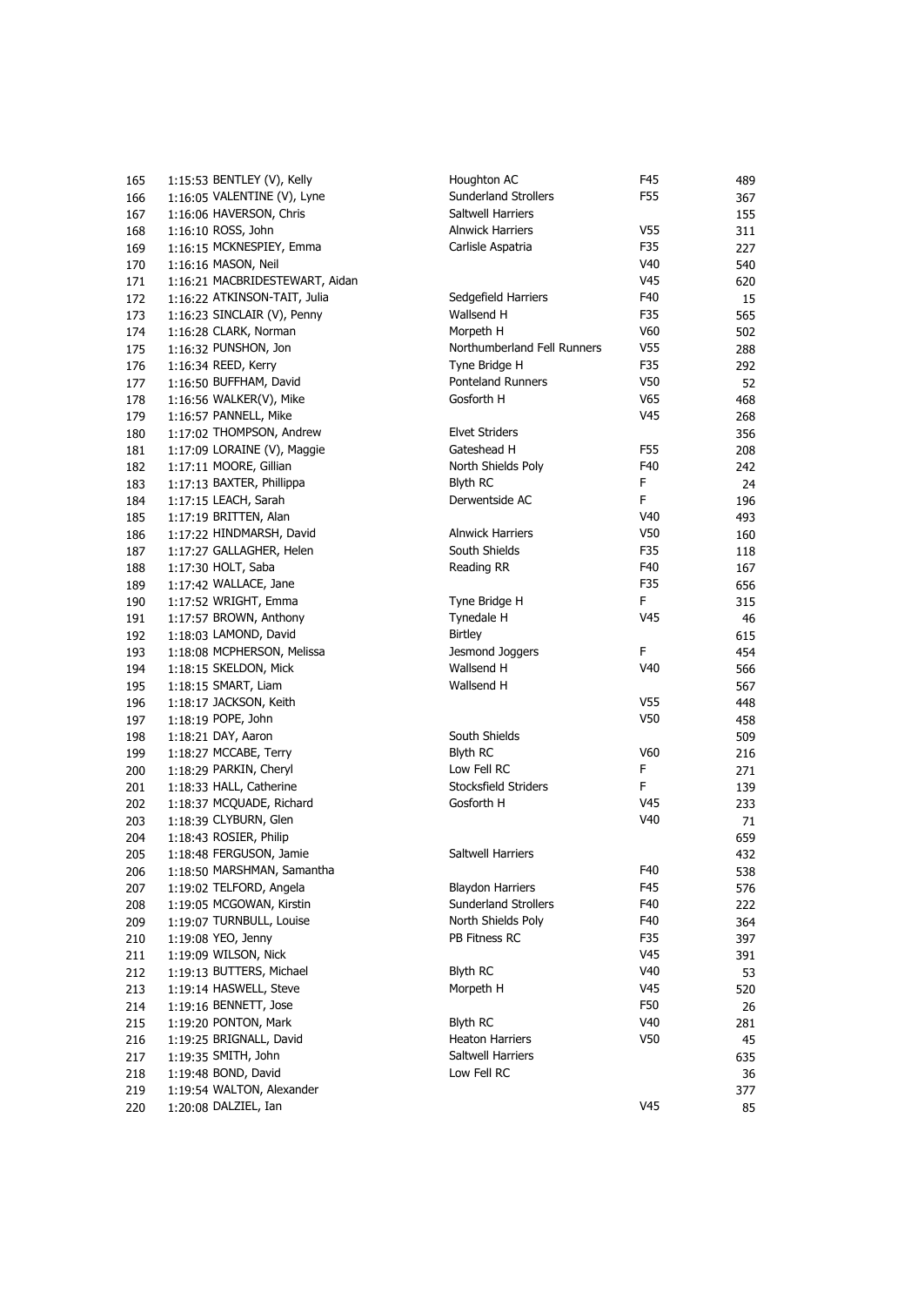| | | | | | |
|---|---|---|---|---|---|
| 165 | 1:15:53 | BENTLEY (V), Kelly | Houghton AC | F45 | 489 |
| 166 | 1:16:05 | VALENTINE (V), Lyne | Sunderland Strollers | F55 | 367 |
| 167 | 1:16:06 | HAVERSON, Chris | Saltwell Harriers | | 155 |
| 168 | 1:16:10 | ROSS, John | Alnwick Harriers | V55 | 311 |
| 169 | 1:16:15 | MCKNESPIEY, Emma | Carlisle Aspatria | F35 | 227 |
| 170 | 1:16:16 | MASON, Neil | | V40 | 540 |
| 171 | 1:16:21 | MACBRIDESTEWART, Aidan | | V45 | 620 |
| 172 | 1:16:22 | ATKINSON-TAIT, Julia | Sedgefield Harriers | F40 | 15 |
| 173 | 1:16:23 | SINCLAIR (V), Penny | Wallsend H | F35 | 565 |
| 174 | 1:16:28 | CLARK, Norman | Morpeth H | V60 | 502 |
| 175 | 1:16:32 | PUNSHON, Jon | Northumberland Fell Runners | V55 | 288 |
| 176 | 1:16:34 | REED, Kerry | Tyne Bridge H | F35 | 292 |
| 177 | 1:16:50 | BUFFHAM, David | Ponteland Runners | V50 | 52 |
| 178 | 1:16:56 | WALKER(V), Mike | Gosforth H | V65 | 468 |
| 179 | 1:16:57 | PANNELL, Mike | | V45 | 268 |
| 180 | 1:17:02 | THOMPSON, Andrew | Elvet Striders | | 356 |
| 181 | 1:17:09 | LORAINE (V), Maggie | Gateshead H | F55 | 208 |
| 182 | 1:17:11 | MOORE, Gillian | North Shields Poly | F40 | 242 |
| 183 | 1:17:13 | BAXTER, Phillippa | Blyth RC | F | 24 |
| 184 | 1:17:15 | LEACH, Sarah | Derwentside AC | F | 196 |
| 185 | 1:17:19 | BRITTEN, Alan | | V40 | 493 |
| 186 | 1:17:22 | HINDMARSH, David | Alnwick Harriers | V50 | 160 |
| 187 | 1:17:27 | GALLAGHER, Helen | South Shields | F35 | 118 |
| 188 | 1:17:30 | HOLT, Saba | Reading RR | F40 | 167 |
| 189 | 1:17:42 | WALLACE, Jane | | F35 | 656 |
| 190 | 1:17:52 | WRIGHT, Emma | Tyne Bridge H | F | 315 |
| 191 | 1:17:57 | BROWN, Anthony | Tynedale H | V45 | 46 |
| 192 | 1:18:03 | LAMOND, David | Birtley | | 615 |
| 193 | 1:18:08 | MCPHERSON, Melissa | Jesmond Joggers | F | 454 |
| 194 | 1:18:15 | SKELDON, Mick | Wallsend H | V40 | 566 |
| 195 | 1:18:15 | SMART, Liam | Wallsend H | | 567 |
| 196 | 1:18:17 | JACKSON, Keith | | V55 | 448 |
| 197 | 1:18:19 | POPE, John | | V50 | 458 |
| 198 | 1:18:21 | DAY, Aaron | South Shields | | 509 |
| 199 | 1:18:27 | MCCABE, Terry | Blyth RC | V60 | 216 |
| 200 | 1:18:29 | PARKIN, Cheryl | Low Fell RC | F | 271 |
| 201 | 1:18:33 | HALL, Catherine | Stocksfield Striders | F | 139 |
| 202 | 1:18:37 | MCQUADE, Richard | Gosforth H | V45 | 233 |
| 203 | 1:18:39 | CLYBURN, Glen | | V40 | 71 |
| 204 | 1:18:43 | ROSIER, Philip | | | 659 |
| 205 | 1:18:48 | FERGUSON, Jamie | Saltwell Harriers | | 432 |
| 206 | 1:18:50 | MARSHMAN, Samantha | | F40 | 538 |
| 207 | 1:19:02 | TELFORD, Angela | Blaydon Harriers | F45 | 576 |
| 208 | 1:19:05 | MCGOWAN, Kirstin | Sunderland Strollers | F40 | 222 |
| 209 | 1:19:07 | TURNBULL, Louise | North Shields Poly | F40 | 364 |
| 210 | 1:19:08 | YEO, Jenny | PB Fitness RC | F35 | 397 |
| 211 | 1:19:09 | WILSON, Nick | | V45 | 391 |
| 212 | 1:19:13 | BUTTERS, Michael | Blyth RC | V40 | 53 |
| 213 | 1:19:14 | HASWELL, Steve | Morpeth H | V45 | 520 |
| 214 | 1:19:16 | BENNETT, Jose | | F50 | 26 |
| 215 | 1:19:20 | PONTON, Mark | Blyth RC | V40 | 281 |
| 216 | 1:19:25 | BRIGNALL, David | Heaton Harriers | V50 | 45 |
| 217 | 1:19:35 | SMITH, John | Saltwell Harriers | | 635 |
| 218 | 1:19:48 | BOND, David | Low Fell RC | | 36 |
| 219 | 1:19:54 | WALTON, Alexander | | | 377 |
| 220 | 1:20:08 | DALZIEL, Ian | | V45 | 85 |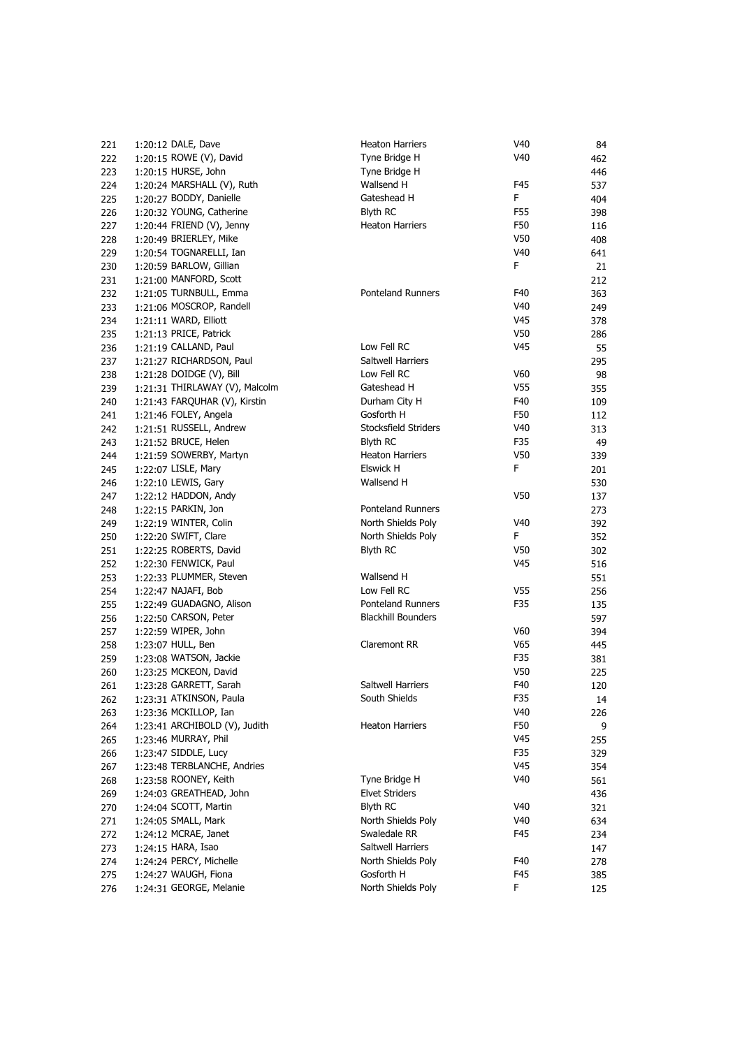| | | | | | |
|---|---|---|---|---|---|
| 221 | 1:20:12 | DALE, Dave | Heaton Harriers | V40 | 84 |
| 222 | 1:20:15 | ROWE (V), David | Tyne Bridge H | V40 | 462 |
| 223 | 1:20:15 | HURSE, John | Tyne Bridge H | | 446 |
| 224 | 1:20:24 | MARSHALL (V), Ruth | Wallsend H | F45 | 537 |
| 225 | 1:20:27 | BODDY, Danielle | Gateshead H | F | 404 |
| 226 | 1:20:32 | YOUNG, Catherine | Blyth RC | F55 | 398 |
| 227 | 1:20:44 | FRIEND (V), Jenny | Heaton Harriers | F50 | 116 |
| 228 | 1:20:49 | BRIERLEY, Mike | | V50 | 408 |
| 229 | 1:20:54 | TOGNARELLI, Ian | | V40 | 641 |
| 230 | 1:20:59 | BARLOW, Gillian | | F | 21 |
| 231 | 1:21:00 | MANFORD, Scott | | | 212 |
| 232 | 1:21:05 | TURNBULL, Emma | Ponteland Runners | F40 | 363 |
| 233 | 1:21:06 | MOSCROP, Randell | | V40 | 249 |
| 234 | 1:21:11 | WARD, Elliott | | V45 | 378 |
| 235 | 1:21:13 | PRICE, Patrick | | V50 | 286 |
| 236 | 1:21:19 | CALLAND, Paul | Low Fell RC | V45 | 55 |
| 237 | 1:21:27 | RICHARDSON, Paul | Saltwell Harriers | | 295 |
| 238 | 1:21:28 | DOIDGE (V), Bill | Low Fell RC | V60 | 98 |
| 239 | 1:21:31 | THIRLAWAY (V), Malcolm | Gateshead H | V55 | 355 |
| 240 | 1:21:43 | FARQUHAR (V), Kirstin | Durham City H | F40 | 109 |
| 241 | 1:21:46 | FOLEY, Angela | Gosforth H | F50 | 112 |
| 242 | 1:21:51 | RUSSELL, Andrew | Stocksfield Striders | V40 | 313 |
| 243 | 1:21:52 | BRUCE, Helen | Blyth RC | F35 | 49 |
| 244 | 1:21:59 | SOWERBY, Martyn | Heaton Harriers | V50 | 339 |
| 245 | 1:22:07 | LISLE, Mary | Elswick H | F | 201 |
| 246 | 1:22:10 | LEWIS, Gary | Wallsend H | | 530 |
| 247 | 1:22:12 | HADDON, Andy | | V50 | 137 |
| 248 | 1:22:15 | PARKIN, Jon | Ponteland Runners | | 273 |
| 249 | 1:22:19 | WINTER, Colin | North Shields Poly | V40 | 392 |
| 250 | 1:22:20 | SWIFT, Clare | North Shields Poly | F | 352 |
| 251 | 1:22:25 | ROBERTS, David | Blyth RC | V50 | 302 |
| 252 | 1:22:30 | FENWICK, Paul | | V45 | 516 |
| 253 | 1:22:33 | PLUMMER, Steven | Wallsend H | | 551 |
| 254 | 1:22:47 | NAJAFI, Bob | Low Fell RC | V55 | 256 |
| 255 | 1:22:49 | GUADAGNO, Alison | Ponteland Runners | F35 | 135 |
| 256 | 1:22:50 | CARSON, Peter | Blackhill Bounders | | 597 |
| 257 | 1:22:59 | WIPER, John | | V60 | 394 |
| 258 | 1:23:07 | HULL, Ben | Claremont RR | V65 | 445 |
| 259 | 1:23:08 | WATSON, Jackie | | F35 | 381 |
| 260 | 1:23:25 | MCKEON, David | | V50 | 225 |
| 261 | 1:23:28 | GARRETT, Sarah | Saltwell Harriers | F40 | 120 |
| 262 | 1:23:31 | ATKINSON, Paula | South Shields | F35 | 14 |
| 263 | 1:23:36 | MCKILLOP, Ian | | V40 | 226 |
| 264 | 1:23:41 | ARCHIBOLD (V), Judith | Heaton Harriers | F50 | 9 |
| 265 | 1:23:46 | MURRAY, Phil | | V45 | 255 |
| 266 | 1:23:47 | SIDDLE, Lucy | | F35 | 329 |
| 267 | 1:23:48 | TERBLANCHE, Andries | | V45 | 354 |
| 268 | 1:23:58 | ROONEY, Keith | Tyne Bridge H | V40 | 561 |
| 269 | 1:24:03 | GREATHEAD, John | Elvet Striders | | 436 |
| 270 | 1:24:04 | SCOTT, Martin | Blyth RC | V40 | 321 |
| 271 | 1:24:05 | SMALL, Mark | North Shields Poly | V40 | 634 |
| 272 | 1:24:12 | MCRAE, Janet | Swaledale RR | F45 | 234 |
| 273 | 1:24:15 | HARA, Isao | Saltwell Harriers | | 147 |
| 274 | 1:24:24 | PERCY, Michelle | North Shields Poly | F40 | 278 |
| 275 | 1:24:27 | WAUGH, Fiona | Gosforth H | F45 | 385 |
| 276 | 1:24:31 | GEORGE, Melanie | North Shields Poly | F | 125 |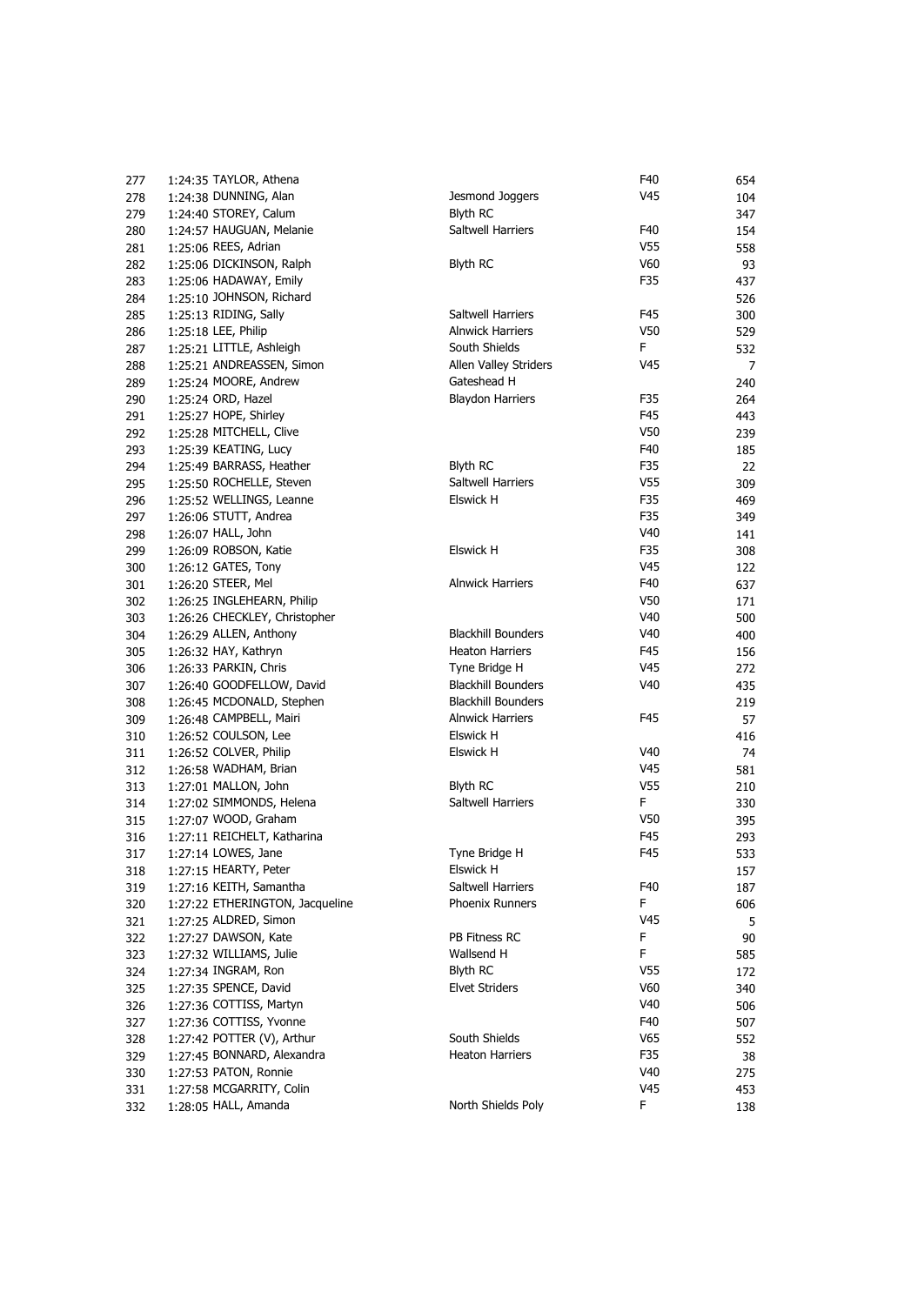| | | | | | |
|---|---|---|---|---|---|
| 277 | 1:24:35 | TAYLOR, Athena | | F40 | 654 |
| 278 | 1:24:38 | DUNNING, Alan | Jesmond Joggers | V45 | 104 |
| 279 | 1:24:40 | STOREY, Calum | Blyth RC | | 347 |
| 280 | 1:24:57 | HAUGUAN, Melanie | Saltwell Harriers | F40 | 154 |
| 281 | 1:25:06 | REES, Adrian | | V55 | 558 |
| 282 | 1:25:06 | DICKINSON, Ralph | Blyth RC | V60 | 93 |
| 283 | 1:25:06 | HADAWAY, Emily | | F35 | 437 |
| 284 | 1:25:10 | JOHNSON, Richard | | | 526 |
| 285 | 1:25:13 | RIDING, Sally | Saltwell Harriers | F45 | 300 |
| 286 | 1:25:18 | LEE, Philip | Alnwick Harriers | V50 | 529 |
| 287 | 1:25:21 | LITTLE, Ashleigh | South Shields | F | 532 |
| 288 | 1:25:21 | ANDREASSEN, Simon | Allen Valley Striders | V45 | 7 |
| 289 | 1:25:24 | MOORE, Andrew | Gateshead H | | 240 |
| 290 | 1:25:24 | ORD, Hazel | Blaydon Harriers | F35 | 264 |
| 291 | 1:25:27 | HOPE, Shirley | | F45 | 443 |
| 292 | 1:25:28 | MITCHELL, Clive | | V50 | 239 |
| 293 | 1:25:39 | KEATING, Lucy | | F40 | 185 |
| 294 | 1:25:49 | BARRASS, Heather | Blyth RC | F35 | 22 |
| 295 | 1:25:50 | ROCHELLE, Steven | Saltwell Harriers | V55 | 309 |
| 296 | 1:25:52 | WELLINGS, Leanne | Elswick H | F35 | 469 |
| 297 | 1:26:06 | STUTT, Andrea | | F35 | 349 |
| 298 | 1:26:07 | HALL, John | | V40 | 141 |
| 299 | 1:26:09 | ROBSON, Katie | Elswick H | F35 | 308 |
| 300 | 1:26:12 | GATES, Tony | | V45 | 122 |
| 301 | 1:26:20 | STEER, Mel | Alnwick Harriers | F40 | 637 |
| 302 | 1:26:25 | INGLEHEARN, Philip | | V50 | 171 |
| 303 | 1:26:26 | CHECKLEY, Christopher | | V40 | 500 |
| 304 | 1:26:29 | ALLEN, Anthony | Blackhill Bounders | V40 | 400 |
| 305 | 1:26:32 | HAY, Kathryn | Heaton Harriers | F45 | 156 |
| 306 | 1:26:33 | PARKIN, Chris | Tyne Bridge H | V45 | 272 |
| 307 | 1:26:40 | GOODFELLOW, David | Blackhill Bounders | V40 | 435 |
| 308 | 1:26:45 | MCDONALD, Stephen | Blackhill Bounders | | 219 |
| 309 | 1:26:48 | CAMPBELL, Mairi | Alnwick Harriers | F45 | 57 |
| 310 | 1:26:52 | COULSON, Lee | Elswick H | | 416 |
| 311 | 1:26:52 | COLVER, Philip | Elswick H | V40 | 74 |
| 312 | 1:26:58 | WADHAM, Brian | | V45 | 581 |
| 313 | 1:27:01 | MALLON, John | Blyth RC | V55 | 210 |
| 314 | 1:27:02 | SIMMONDS, Helena | Saltwell Harriers | F | 330 |
| 315 | 1:27:07 | WOOD, Graham | | V50 | 395 |
| 316 | 1:27:11 | REICHELT, Katharina | | F45 | 293 |
| 317 | 1:27:14 | LOWES, Jane | Tyne Bridge H | F45 | 533 |
| 318 | 1:27:15 | HEARTY, Peter | Elswick H | | 157 |
| 319 | 1:27:16 | KEITH, Samantha | Saltwell Harriers | F40 | 187 |
| 320 | 1:27:22 | ETHERINGTON, Jacqueline | Phoenix Runners | F | 606 |
| 321 | 1:27:25 | ALDRED, Simon | | V45 | 5 |
| 322 | 1:27:27 | DAWSON, Kate | PB Fitness RC | F | 90 |
| 323 | 1:27:32 | WILLIAMS, Julie | Wallsend H | F | 585 |
| 324 | 1:27:34 | INGRAM, Ron | Blyth RC | V55 | 172 |
| 325 | 1:27:35 | SPENCE, David | Elvet Striders | V60 | 340 |
| 326 | 1:27:36 | COTTISS, Martyn | | V40 | 506 |
| 327 | 1:27:36 | COTTISS, Yvonne | | F40 | 507 |
| 328 | 1:27:42 | POTTER (V), Arthur | South Shields | V65 | 552 |
| 329 | 1:27:45 | BONNARD, Alexandra | Heaton Harriers | F35 | 38 |
| 330 | 1:27:53 | PATON, Ronnie | | V40 | 275 |
| 331 | 1:27:58 | MCGARRITY, Colin | | V45 | 453 |
| 332 | 1:28:05 | HALL, Amanda | North Shields Poly | F | 138 |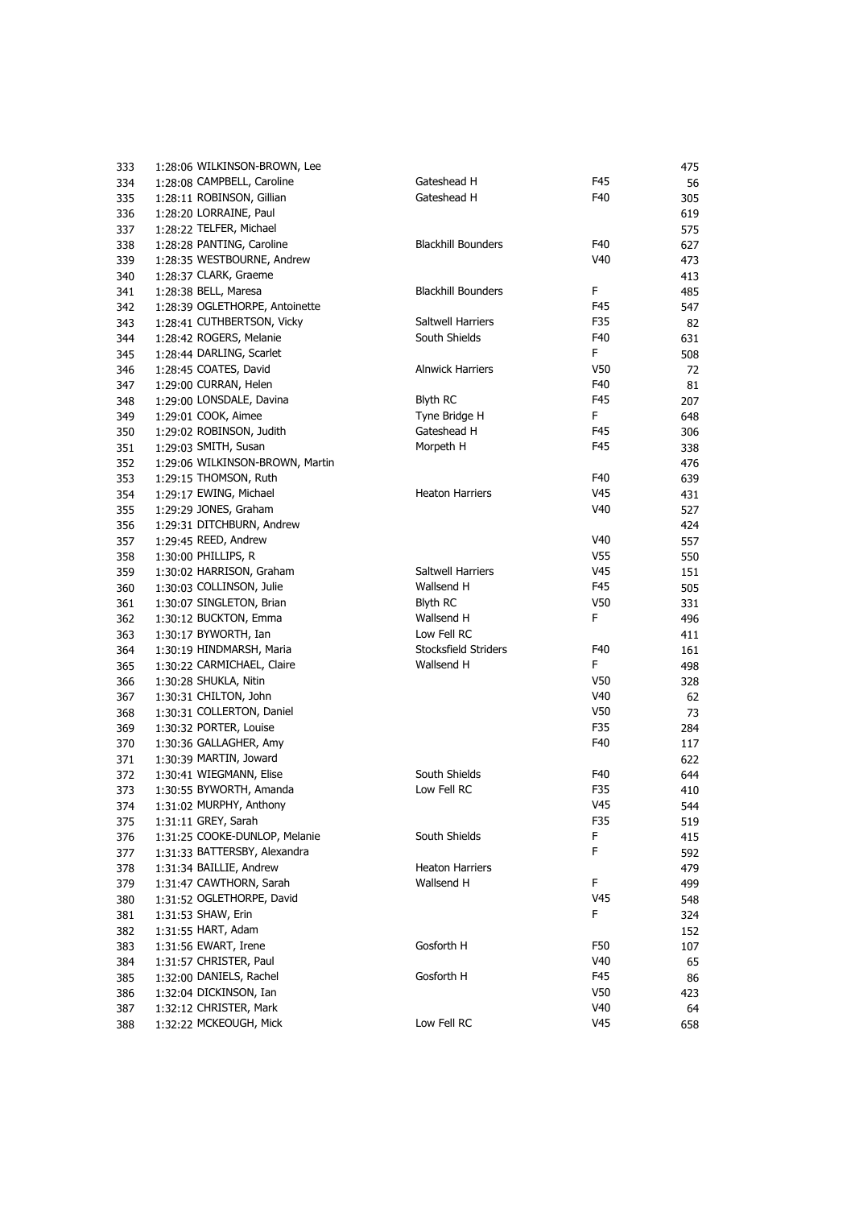| | | | | | |
|---|---|---|---|---|---|
| 333 | 1:28:06 | WILKINSON-BROWN, Lee | | | 475 |
| 334 | 1:28:08 | CAMPBELL, Caroline | Gateshead H | F45 | 56 |
| 335 | 1:28:11 | ROBINSON, Gillian | Gateshead H | F40 | 305 |
| 336 | 1:28:20 | LORRAINE, Paul | | | 619 |
| 337 | 1:28:22 | TELFER, Michael | | | 575 |
| 338 | 1:28:28 | PANTING, Caroline | Blackhill Bounders | F40 | 627 |
| 339 | 1:28:35 | WESTBOURNE, Andrew | | V40 | 473 |
| 340 | 1:28:37 | CLARK, Graeme | | | 413 |
| 341 | 1:28:38 | BELL, Maresa | Blackhill Bounders | F | 485 |
| 342 | 1:28:39 | OGLETHORPE, Antoinette | | F45 | 547 |
| 343 | 1:28:41 | CUTHBERTSON, Vicky | Saltwell Harriers | F35 | 82 |
| 344 | 1:28:42 | ROGERS, Melanie | South Shields | F40 | 631 |
| 345 | 1:28:44 | DARLING, Scarlet | | F | 508 |
| 346 | 1:28:45 | COATES, David | Alnwick Harriers | V50 | 72 |
| 347 | 1:29:00 | CURRAN, Helen | | F40 | 81 |
| 348 | 1:29:00 | LONSDALE, Davina | Blyth RC | F45 | 207 |
| 349 | 1:29:01 | COOK, Aimee | Tyne Bridge H | F | 648 |
| 350 | 1:29:02 | ROBINSON, Judith | Gateshead H | F45 | 306 |
| 351 | 1:29:03 | SMITH, Susan | Morpeth H | F45 | 338 |
| 352 | 1:29:06 | WILKINSON-BROWN, Martin | | | 476 |
| 353 | 1:29:15 | THOMSON, Ruth | | F40 | 639 |
| 354 | 1:29:17 | EWING, Michael | Heaton Harriers | V45 | 431 |
| 355 | 1:29:29 | JONES, Graham | | V40 | 527 |
| 356 | 1:29:31 | DITCHBURN, Andrew | | | 424 |
| 357 | 1:29:45 | REED, Andrew | | V40 | 557 |
| 358 | 1:30:00 | PHILLIPS, R | | V55 | 550 |
| 359 | 1:30:02 | HARRISON, Graham | Saltwell Harriers | V45 | 151 |
| 360 | 1:30:03 | COLLINSON, Julie | Wallsend H | F45 | 505 |
| 361 | 1:30:07 | SINGLETON, Brian | Blyth RC | V50 | 331 |
| 362 | 1:30:12 | BUCKTON, Emma | Wallsend H | F | 496 |
| 363 | 1:30:17 | BYWORTH, Ian | Low Fell RC | | 411 |
| 364 | 1:30:19 | HINDMARSH, Maria | Stocksfield Striders | F40 | 161 |
| 365 | 1:30:22 | CARMICHAEL, Claire | Wallsend H | F | 498 |
| 366 | 1:30:28 | SHUKLA, Nitin | | V50 | 328 |
| 367 | 1:30:31 | CHILTON, John | | V40 | 62 |
| 368 | 1:30:31 | COLLERTON, Daniel | | V50 | 73 |
| 369 | 1:30:32 | PORTER, Louise | | F35 | 284 |
| 370 | 1:30:36 | GALLAGHER, Amy | | F40 | 117 |
| 371 | 1:30:39 | MARTIN, Joward | | | 622 |
| 372 | 1:30:41 | WIEGMANN, Elise | South Shields | F40 | 644 |
| 373 | 1:30:55 | BYWORTH, Amanda | Low Fell RC | F35 | 410 |
| 374 | 1:31:02 | MURPHY, Anthony | | V45 | 544 |
| 375 | 1:31:11 | GREY, Sarah | | F35 | 519 |
| 376 | 1:31:25 | COOKE-DUNLOP, Melanie | South Shields | F | 415 |
| 377 | 1:31:33 | BATTERSBY, Alexandra | | F | 592 |
| 378 | 1:31:34 | BAILLIE, Andrew | Heaton Harriers | | 479 |
| 379 | 1:31:47 | CAWTHORN, Sarah | Wallsend H | F | 499 |
| 380 | 1:31:52 | OGLETHORPE, David | | V45 | 548 |
| 381 | 1:31:53 | SHAW, Erin | | F | 324 |
| 382 | 1:31:55 | HART, Adam | | | 152 |
| 383 | 1:31:56 | EWART, Irene | Gosforth H | F50 | 107 |
| 384 | 1:31:57 | CHRISTER, Paul | | V40 | 65 |
| 385 | 1:32:00 | DANIELS, Rachel | Gosforth H | F45 | 86 |
| 386 | 1:32:04 | DICKINSON, Ian | | V50 | 423 |
| 387 | 1:32:12 | CHRISTER, Mark | | V40 | 64 |
| 388 | 1:32:22 | MCKEOUGH, Mick | Low Fell RC | V45 | 658 |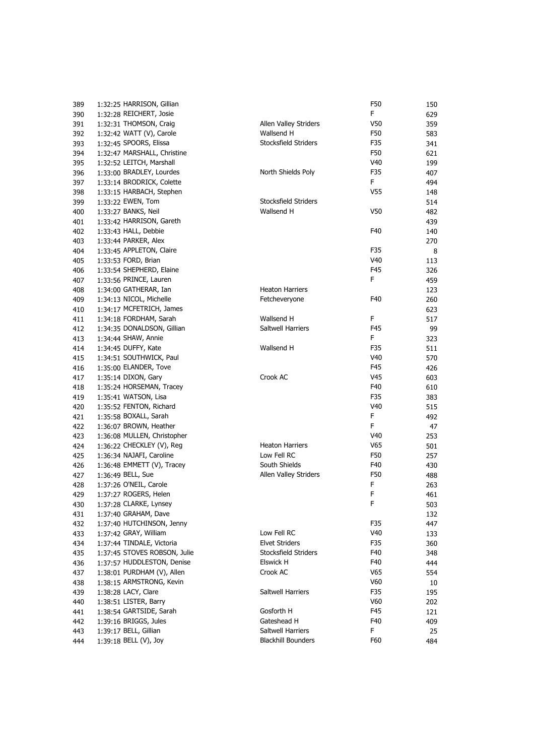| | | | | |
|---|---|---|---|---|
| 389 | 1:32:25 HARRISON, Gillian | | F50 | 150 |
| 390 | 1:32:28 REICHERT, Josie | | F | 629 |
| 391 | 1:32:31 THOMSON, Craig | Allen Valley Striders | V50 | 359 |
| 392 | 1:32:42 WATT (V), Carole | Wallsend H | F50 | 583 |
| 393 | 1:32:45 SPOORS, Elissa | Stocksfield Striders | F35 | 341 |
| 394 | 1:32:47 MARSHALL, Christine | | F50 | 621 |
| 395 | 1:32:52 LEITCH, Marshall | | V40 | 199 |
| 396 | 1:33:00 BRADLEY, Lourdes | North Shields Poly | F35 | 407 |
| 397 | 1:33:14 BRODRICK, Colette | | F | 494 |
| 398 | 1:33:15 HARBACH, Stephen | | V55 | 148 |
| 399 | 1:33:22 EWEN, Tom | Stocksfield Striders | | 514 |
| 400 | 1:33:27 BANKS, Neil | Wallsend H | V50 | 482 |
| 401 | 1:33:42 HARRISON, Gareth | | | 439 |
| 402 | 1:33:43 HALL, Debbie | | F40 | 140 |
| 403 | 1:33:44 PARKER, Alex | | | 270 |
| 404 | 1:33:45 APPLETON, Claire | | F35 | 8 |
| 405 | 1:33:53 FORD, Brian | | V40 | 113 |
| 406 | 1:33:54 SHEPHERD, Elaine | | F45 | 326 |
| 407 | 1:33:56 PRINCE, Lauren | | F | 459 |
| 408 | 1:34:00 GATHERAR, Ian | Heaton Harriers | | 123 |
| 409 | 1:34:13 NICOL, Michelle | Fetcheveryone | F40 | 260 |
| 410 | 1:34:17 MCFETRICH, James | | | 623 |
| 411 | 1:34:18 FORDHAM, Sarah | Wallsend H | F | 517 |
| 412 | 1:34:35 DONALDSON, Gillian | Saltwell Harriers | F45 | 99 |
| 413 | 1:34:44 SHAW, Annie | | F | 323 |
| 414 | 1:34:45 DUFFY, Kate | Wallsend H | F35 | 511 |
| 415 | 1:34:51 SOUTHWICK, Paul | | V40 | 570 |
| 416 | 1:35:00 ELANDER, Tove | | F45 | 426 |
| 417 | 1:35:14 DIXON, Gary | Crook AC | V45 | 603 |
| 418 | 1:35:24 HORSEMAN, Tracey | | F40 | 610 |
| 419 | 1:35:41 WATSON, Lisa | | F35 | 383 |
| 420 | 1:35:52 FENTON, Richard | | V40 | 515 |
| 421 | 1:35:58 BOXALL, Sarah | | F | 492 |
| 422 | 1:36:07 BROWN, Heather | | F | 47 |
| 423 | 1:36:08 MULLEN, Christopher | | V40 | 253 |
| 424 | 1:36:22 CHECKLEY (V), Reg | Heaton Harriers | V65 | 501 |
| 425 | 1:36:34 NAJAFI, Caroline | Low Fell RC | F50 | 257 |
| 426 | 1:36:48 EMMETT (V), Tracey | South Shields | F40 | 430 |
| 427 | 1:36:49 BELL, Sue | Allen Valley Striders | F50 | 488 |
| 428 | 1:37:26 O'NEIL, Carole | | F | 263 |
| 429 | 1:37:27 ROGERS, Helen | | F | 461 |
| 430 | 1:37:28 CLARKE, Lynsey | | F | 503 |
| 431 | 1:37:40 GRAHAM, Dave | | | 132 |
| 432 | 1:37:40 HUTCHINSON, Jenny | | F35 | 447 |
| 433 | 1:37:42 GRAY, William | Low Fell RC | V40 | 133 |
| 434 | 1:37:44 TINDALE, Victoria | Elvet Striders | F35 | 360 |
| 435 | 1:37:45 STOVES ROBSON, Julie | Stocksfield Striders | F40 | 348 |
| 436 | 1:37:57 HUDDLESTON, Denise | Elswick H | F40 | 444 |
| 437 | 1:38:01 PURDHAM (V), Allen | Crook AC | V65 | 554 |
| 438 | 1:38:15 ARMSTRONG, Kevin | | V60 | 10 |
| 439 | 1:38:28 LACY, Clare | Saltwell Harriers | F35 | 195 |
| 440 | 1:38:51 LISTER, Barry | | V60 | 202 |
| 441 | 1:38:54 GARTSIDE, Sarah | Gosforth H | F45 | 121 |
| 442 | 1:39:16 BRIGGS, Jules | Gateshead H | F40 | 409 |
| 443 | 1:39:17 BELL, Gillian | Saltwell Harriers | F | 25 |
| 444 | 1:39:18 BELL (V), Joy | Blackhill Bounders | F60 | 484 |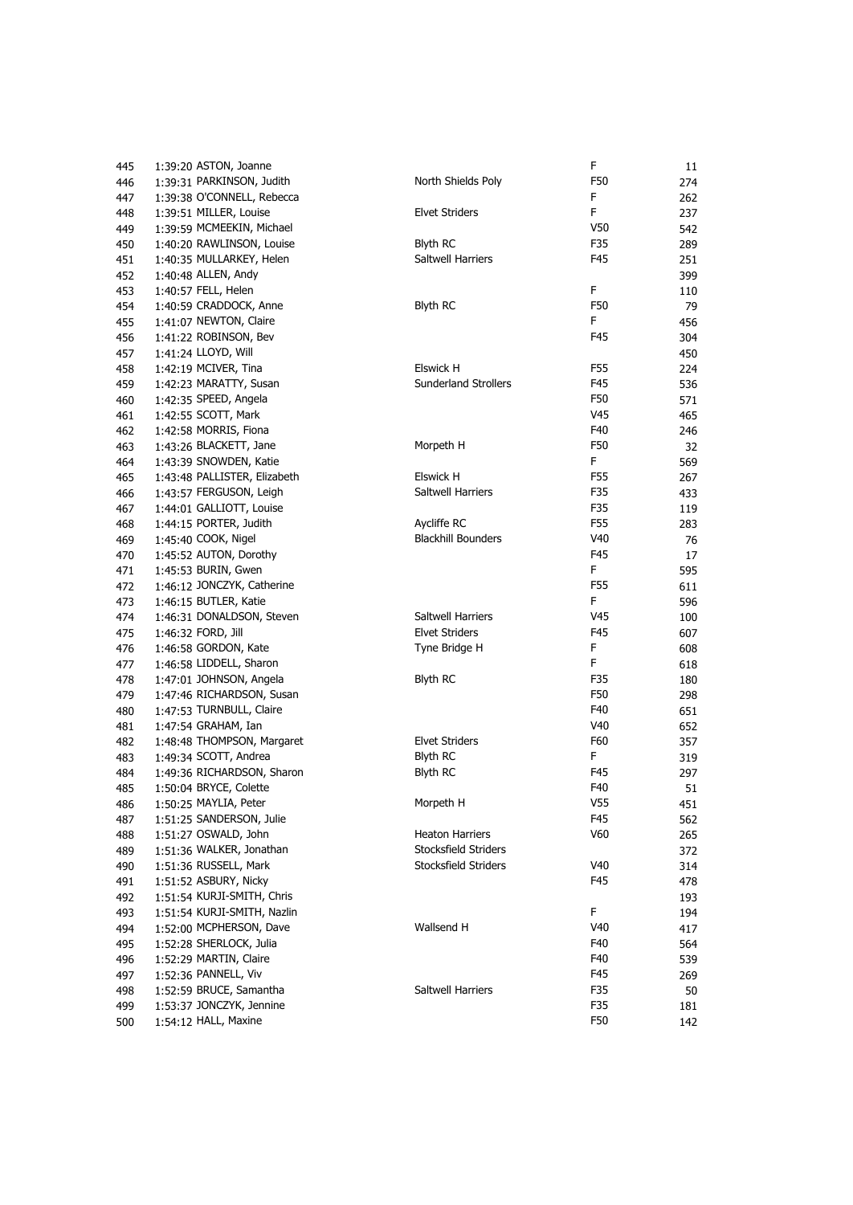| | | | | | |
|---|---|---|---|---|---|
| 445 | 1:39:20 | ASTON, Joanne | | F | 11 |
| 446 | 1:39:31 | PARKINSON, Judith | North Shields Poly | F50 | 274 |
| 447 | 1:39:38 | O'CONNELL, Rebecca | | F | 262 |
| 448 | 1:39:51 | MILLER, Louise | Elvet Striders | F | 237 |
| 449 | 1:39:59 | MCMEEKIN, Michael | | V50 | 542 |
| 450 | 1:40:20 | RAWLINSON, Louise | Blyth RC | F35 | 289 |
| 451 | 1:40:35 | MULLARKEY, Helen | Saltwell Harriers | F45 | 251 |
| 452 | 1:40:48 | ALLEN, Andy | | | 399 |
| 453 | 1:40:57 | FELL, Helen | | F | 110 |
| 454 | 1:40:59 | CRADDOCK, Anne | Blyth RC | F50 | 79 |
| 455 | 1:41:07 | NEWTON, Claire | | F | 456 |
| 456 | 1:41:22 | ROBINSON, Bev | | F45 | 304 |
| 457 | 1:41:24 | LLOYD, Will | | | 450 |
| 458 | 1:42:19 | MCIVER, Tina | Elswick H | F55 | 224 |
| 459 | 1:42:23 | MARATTY, Susan | Sunderland Strollers | F45 | 536 |
| 460 | 1:42:35 | SPEED, Angela | | F50 | 571 |
| 461 | 1:42:55 | SCOTT, Mark | | V45 | 465 |
| 462 | 1:42:58 | MORRIS, Fiona | | F40 | 246 |
| 463 | 1:43:26 | BLACKETT, Jane | Morpeth H | F50 | 32 |
| 464 | 1:43:39 | SNOWDEN, Katie | | F | 569 |
| 465 | 1:43:48 | PALLISTER, Elizabeth | Elswick H | F55 | 267 |
| 466 | 1:43:57 | FERGUSON, Leigh | Saltwell Harriers | F35 | 433 |
| 467 | 1:44:01 | GALLIOTT, Louise | | F35 | 119 |
| 468 | 1:44:15 | PORTER, Judith | Aycliffe RC | F55 | 283 |
| 469 | 1:45:40 | COOK, Nigel | Blackhill Bounders | V40 | 76 |
| 470 | 1:45:52 | AUTON, Dorothy | | F45 | 17 |
| 471 | 1:45:53 | BURIN, Gwen | | F | 595 |
| 472 | 1:46:12 | JONCZYK, Catherine | | F55 | 611 |
| 473 | 1:46:15 | BUTLER, Katie | | F | 596 |
| 474 | 1:46:31 | DONALDSON, Steven | Saltwell Harriers | V45 | 100 |
| 475 | 1:46:32 | FORD, Jill | Elvet Striders | F45 | 607 |
| 476 | 1:46:58 | GORDON, Kate | Tyne Bridge H | F | 608 |
| 477 | 1:46:58 | LIDDELL, Sharon | | F | 618 |
| 478 | 1:47:01 | JOHNSON, Angela | Blyth RC | F35 | 180 |
| 479 | 1:47:46 | RICHARDSON, Susan | | F50 | 298 |
| 480 | 1:47:53 | TURNBULL, Claire | | F40 | 651 |
| 481 | 1:47:54 | GRAHAM, Ian | | V40 | 652 |
| 482 | 1:48:48 | THOMPSON, Margaret | Elvet Striders | F60 | 357 |
| 483 | 1:49:34 | SCOTT, Andrea | Blyth RC | F | 319 |
| 484 | 1:49:36 | RICHARDSON, Sharon | Blyth RC | F45 | 297 |
| 485 | 1:50:04 | BRYCE, Colette | | F40 | 51 |
| 486 | 1:50:25 | MAYLIA, Peter | Morpeth H | V55 | 451 |
| 487 | 1:51:25 | SANDERSON, Julie | | F45 | 562 |
| 488 | 1:51:27 | OSWALD, John | Heaton Harriers | V60 | 265 |
| 489 | 1:51:36 | WALKER, Jonathan | Stocksfield Striders | | 372 |
| 490 | 1:51:36 | RUSSELL, Mark | Stocksfield Striders | V40 | 314 |
| 491 | 1:51:52 | ASBURY, Nicky | | F45 | 478 |
| 492 | 1:51:54 | KURJI-SMITH, Chris | | | 193 |
| 493 | 1:51:54 | KURJI-SMITH, Nazlin | | F | 194 |
| 494 | 1:52:00 | MCPHERSON, Dave | Wallsend H | V40 | 417 |
| 495 | 1:52:28 | SHERLOCK, Julia | | F40 | 564 |
| 496 | 1:52:29 | MARTIN, Claire | | F40 | 539 |
| 497 | 1:52:36 | PANNELL, Viv | | F45 | 269 |
| 498 | 1:52:59 | BRUCE, Samantha | Saltwell Harriers | F35 | 50 |
| 499 | 1:53:37 | JONCZYK, Jennine | | F35 | 181 |
| 500 | 1:54:12 | HALL, Maxine | | F50 | 142 |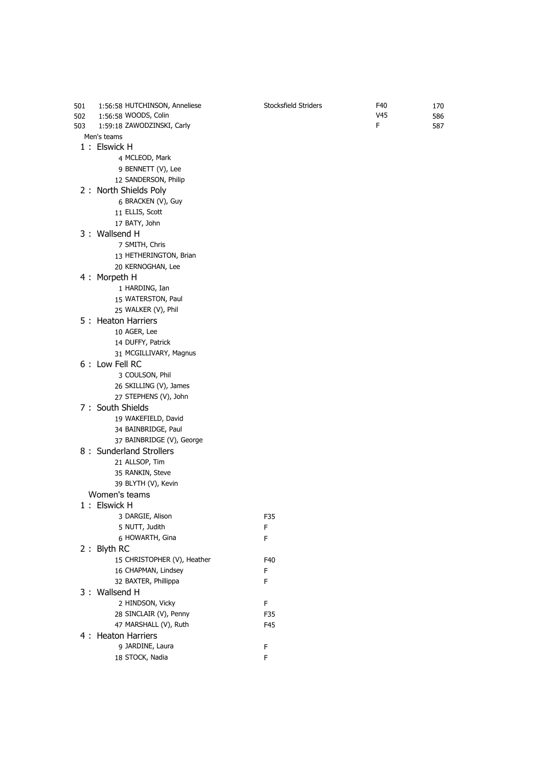| Pos | Time | Name | Club | Cat | No |
|---|---|---|---|---|---|
| 501 | 1:56:58 | HUTCHINSON, Anneliese | Stocksfield Striders | F40 | 170 |
| 502 | 1:56:58 | WOODS, Colin | | V45 | 586 |
| 503 | 1:59:18 | ZAWODZINSKI, Carly | | F | 587 |

Men's teams

1 : Elswick H
- 4 MCLEOD, Mark
- 9 BENNETT (V), Lee
- 12 SANDERSON, Philip

2 : North Shields Poly
- 6 BRACKEN (V), Guy
- 11 ELLIS, Scott
- 17 BATY, John

3 : Wallsend H
- 7 SMITH, Chris
- 13 HETHERINGTON, Brian
- 20 KERNOGHAN, Lee

4 : Morpeth H
- 1 HARDING, Ian
- 15 WATERSTON, Paul
- 25 WALKER (V), Phil

5 : Heaton Harriers
- 10 AGER, Lee
- 14 DUFFY, Patrick
- 31 MCGILLIVARY, Magnus

6 : Low Fell RC
- 3 COULSON, Phil
- 26 SKILLING (V), James
- 27 STEPHENS (V), John

7 : South Shields
- 19 WAKEFIELD, David
- 34 BAINBRIDGE, Paul
- 37 BAINBRIDGE (V), George

8 : Sunderland Strollers
- 21 ALLSOP, Tim
- 35 RANKIN, Steve
- 39 BLYTH (V), Kevin

Women's teams

1 : Elswick H
- 3 DARGIE, Alison — F35
- 5 NUTT, Judith — F
- 6 HOWARTH, Gina — F

2 : Blyth RC
- 15 CHRISTOPHER (V), Heather — F40
- 16 CHAPMAN, Lindsey — F
- 32 BAXTER, Phillippa — F

3 : Wallsend H
- 2 HINDSON, Vicky — F
- 28 SINCLAIR (V), Penny — F35
- 47 MARSHALL (V), Ruth — F45

4 : Heaton Harriers
- 9 JARDINE, Laura — F
- 18 STOCK, Nadia — F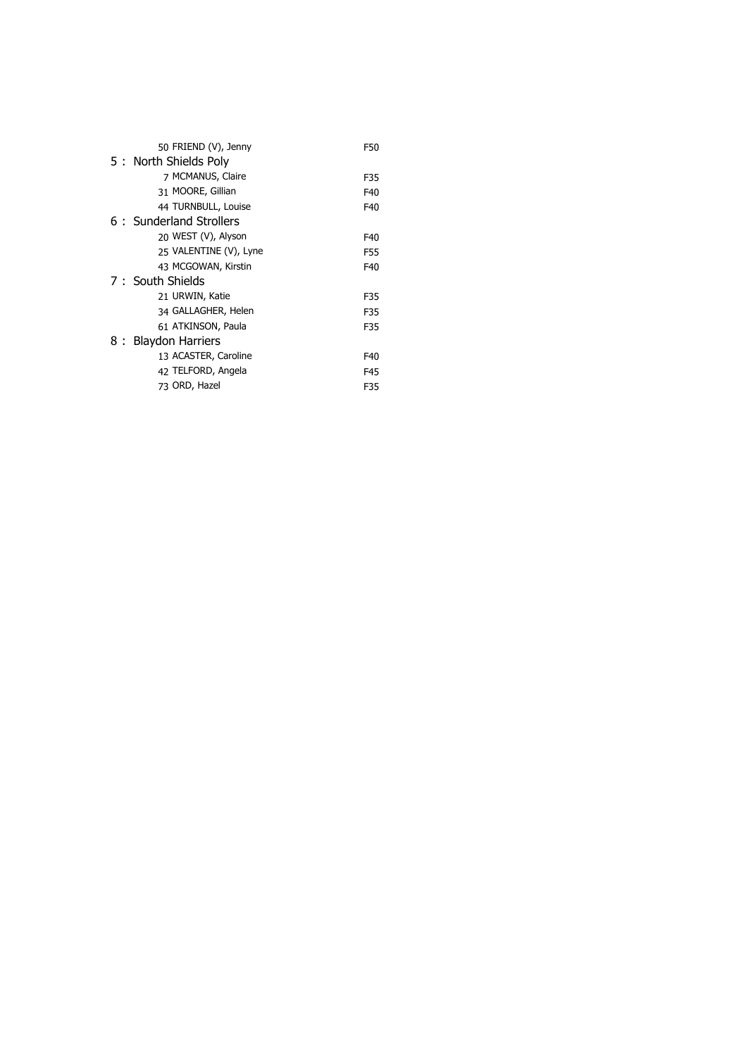| | | |
|---|---|---|
| 50 | FRIEND (V), Jenny | F50 |

5 : North Shields Poly

| | | |
|---|---|---|
| 7 | MCMANUS, Claire | F35 |
| 31 | MOORE, Gillian | F40 |
| 44 | TURNBULL, Louise | F40 |

6 : Sunderland Strollers

| | | |
|---|---|---|
| 20 | WEST (V), Alyson | F40 |
| 25 | VALENTINE (V), Lyne | F55 |
| 43 | MCGOWAN, Kirstin | F40 |

7 : South Shields

| | | |
|---|---|---|
| 21 | URWIN, Katie | F35 |
| 34 | GALLAGHER, Helen | F35 |
| 61 | ATKINSON, Paula | F35 |

8 : Blaydon Harriers

| | | |
|---|---|---|
| 13 | ACASTER, Caroline | F40 |
| 42 | TELFORD, Angela | F45 |
| 73 | ORD, Hazel | F35 |